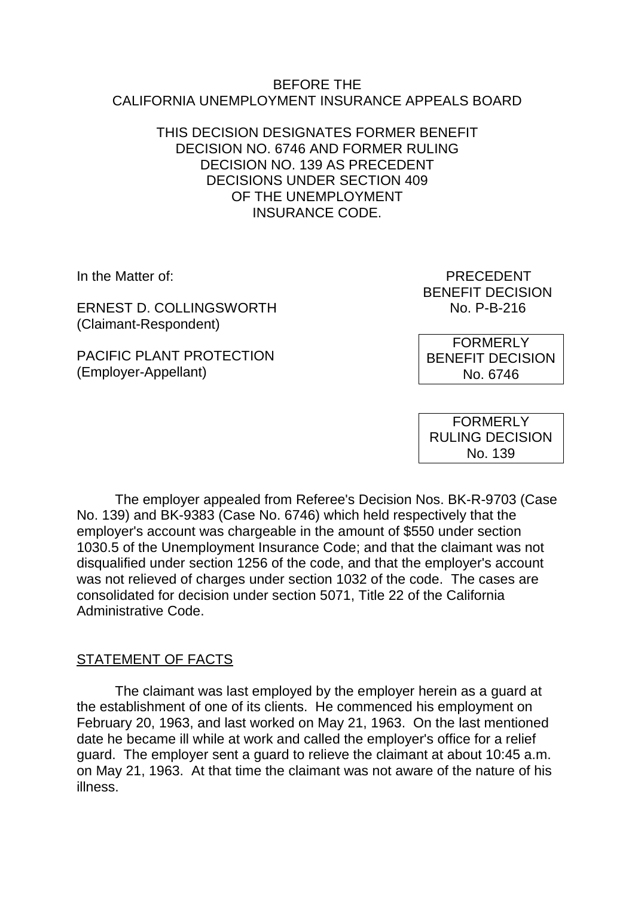BEFORE THE
CALIFORNIA UNEMPLOYMENT INSURANCE APPEALS BOARD

THIS DECISION DESIGNATES FORMER BENEFIT DECISION NO. 6746 AND FORMER RULING DECISION NO. 139 AS PRECEDENT DECISIONS UNDER SECTION 409 OF THE UNEMPLOYMENT INSURANCE CODE.

In the Matter of:

ERNEST D. COLLINGSWORTH
(Claimant-Respondent)

PACIFIC PLANT PROTECTION
(Employer-Appellant)

PRECEDENT
BENEFIT DECISION
No. P-B-216

FORMERLY
BENEFIT DECISION
No. 6746

FORMERLY
RULING DECISION
No. 139

The employer appealed from Referee's Decision Nos. BK-R-9703 (Case No. 139) and BK-9383 (Case No. 6746) which held respectively that the employer's account was chargeable in the amount of $550 under section 1030.5 of the Unemployment Insurance Code; and that the claimant was not disqualified under section 1256 of the code, and that the employer's account was not relieved of charges under section 1032 of the code. The cases are consolidated for decision under section 5071, Title 22 of the California Administrative Code.

## STATEMENT OF FACTS

The claimant was last employed by the employer herein as a guard at the establishment of one of its clients. He commenced his employment on February 20, 1963, and last worked on May 21, 1963. On the last mentioned date he became ill while at work and called the employer's office for a relief guard. The employer sent a guard to relieve the claimant at about 10:45 a.m. on May 21, 1963. At that time the claimant was not aware of the nature of his illness.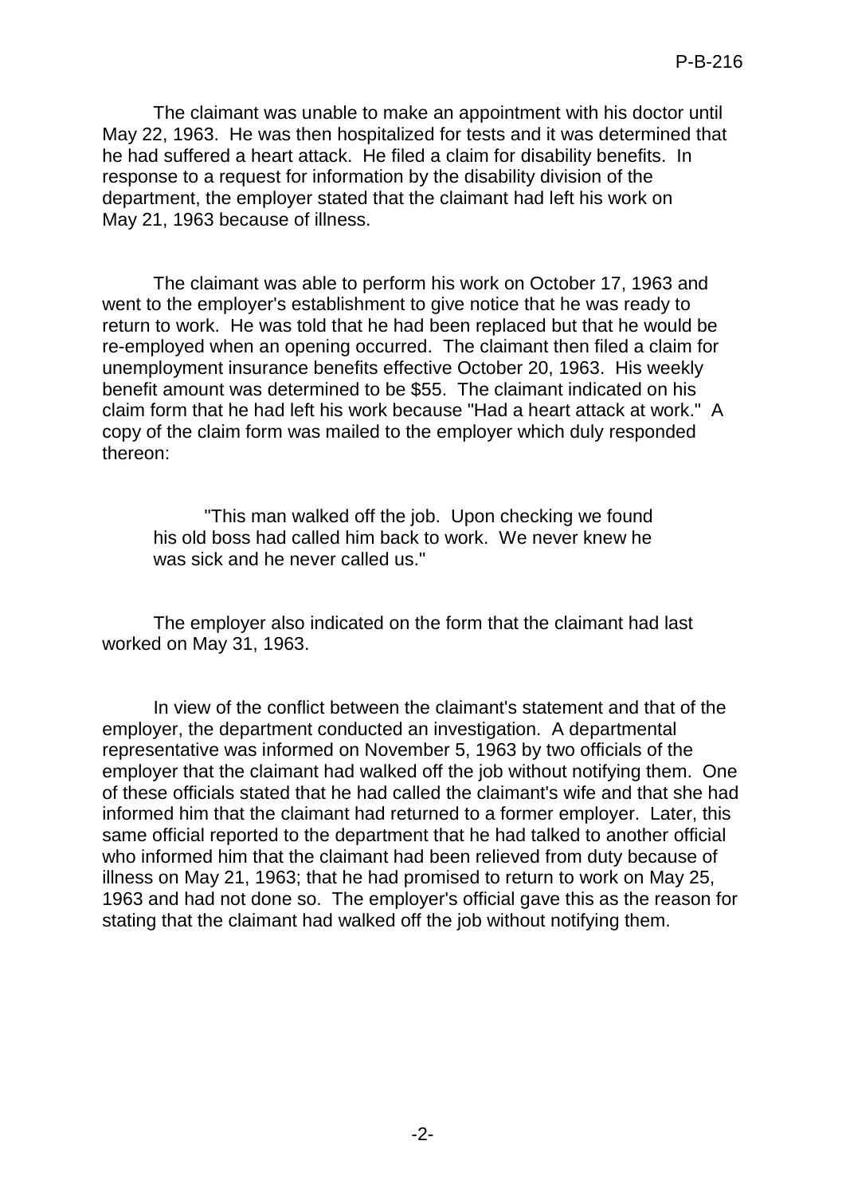The claimant was unable to make an appointment with his doctor until May 22, 1963. He was then hospitalized for tests and it was determined that he had suffered a heart attack. He filed a claim for disability benefits. In response to a request for information by the disability division of the department, the employer stated that the claimant had left his work on May 21, 1963 because of illness.

The claimant was able to perform his work on October 17, 1963 and went to the employer's establishment to give notice that he was ready to return to work. He was told that he had been replaced but that he would be re-employed when an opening occurred. The claimant then filed a claim for unemployment insurance benefits effective October 20, 1963. His weekly benefit amount was determined to be $55. The claimant indicated on his claim form that he had left his work because "Had a heart attack at work." A copy of the claim form was mailed to the employer which duly responded thereon:

> "This man walked off the job. Upon checking we found his old boss had called him back to work. We never knew he was sick and he never called us."

The employer also indicated on the form that the claimant had last worked on May 31, 1963.

In view of the conflict between the claimant's statement and that of the employer, the department conducted an investigation. A departmental representative was informed on November 5, 1963 by two officials of the employer that the claimant had walked off the job without notifying them. One of these officials stated that he had called the claimant's wife and that she had informed him that the claimant had returned to a former employer. Later, this same official reported to the department that he had talked to another official who informed him that the claimant had been relieved from duty because of illness on May 21, 1963; that he had promised to return to work on May 25, 1963 and had not done so. The employer's official gave this as the reason for stating that the claimant had walked off the job without notifying them.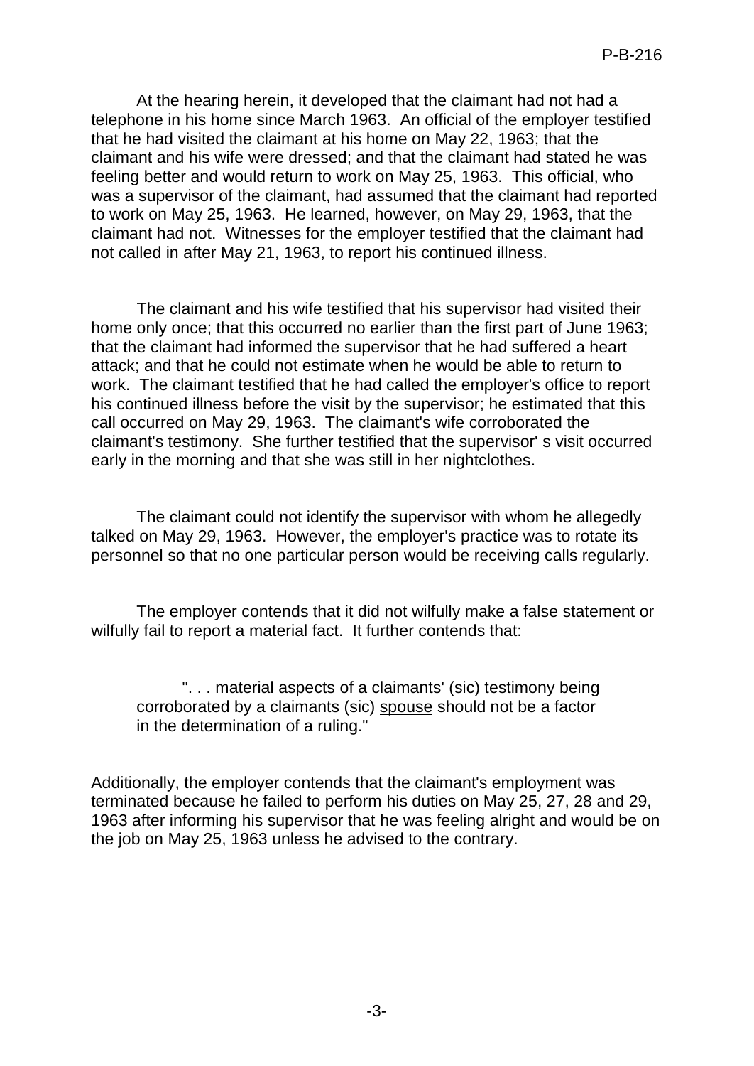At the hearing herein, it developed that the claimant had not had a telephone in his home since March 1963. An official of the employer testified that he had visited the claimant at his home on May 22, 1963; that the claimant and his wife were dressed; and that the claimant had stated he was feeling better and would return to work on May 25, 1963. This official, who was a supervisor of the claimant, had assumed that the claimant had reported to work on May 25, 1963. He learned, however, on May 29, 1963, that the claimant had not. Witnesses for the employer testified that the claimant had not called in after May 21, 1963, to report his continued illness.

The claimant and his wife testified that his supervisor had visited their home only once; that this occurred no earlier than the first part of June 1963; that the claimant had informed the supervisor that he had suffered a heart attack; and that he could not estimate when he would be able to return to work. The claimant testified that he had called the employer's office to report his continued illness before the visit by the supervisor; he estimated that this call occurred on May 29, 1963. The claimant's wife corroborated the claimant's testimony. She further testified that the supervisor' s visit occurred early in the morning and that she was still in her nightclothes.

The claimant could not identify the supervisor with whom he allegedly talked on May 29, 1963. However, the employer's practice was to rotate its personnel so that no one particular person would be receiving calls regularly.

The employer contends that it did not wilfully make a false statement or wilfully fail to report a material fact. It further contends that:

> ". . . material aspects of a claimants' (sic) testimony being corroborated by a claimants (sic) spouse should not be a factor in the determination of a ruling."

Additionally, the employer contends that the claimant's employment was terminated because he failed to perform his duties on May 25, 27, 28 and 29, 1963 after informing his supervisor that he was feeling alright and would be on the job on May 25, 1963 unless he advised to the contrary.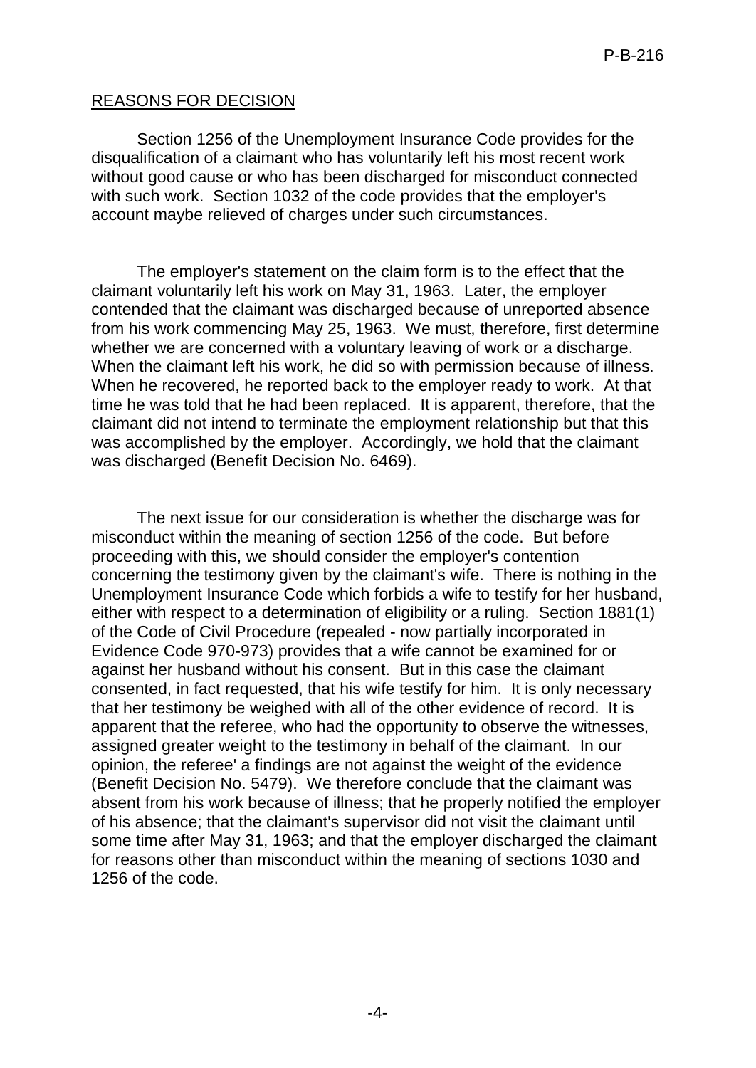## REASONS FOR DECISION

Section 1256 of the Unemployment Insurance Code provides for the disqualification of a claimant who has voluntarily left his most recent work without good cause or who has been discharged for misconduct connected with such work. Section 1032 of the code provides that the employer's account maybe relieved of charges under such circumstances.

The employer's statement on the claim form is to the effect that the claimant voluntarily left his work on May 31, 1963. Later, the employer contended that the claimant was discharged because of unreported absence from his work commencing May 25, 1963. We must, therefore, first determine whether we are concerned with a voluntary leaving of work or a discharge. When the claimant left his work, he did so with permission because of illness. When he recovered, he reported back to the employer ready to work. At that time he was told that he had been replaced. It is apparent, therefore, that the claimant did not intend to terminate the employment relationship but that this was accomplished by the employer. Accordingly, we hold that the claimant was discharged (Benefit Decision No. 6469).

The next issue for our consideration is whether the discharge was for misconduct within the meaning of section 1256 of the code. But before proceeding with this, we should consider the employer's contention concerning the testimony given by the claimant's wife. There is nothing in the Unemployment Insurance Code which forbids a wife to testify for her husband, either with respect to a determination of eligibility or a ruling. Section 1881(1) of the Code of Civil Procedure (repealed - now partially incorporated in Evidence Code 970-973) provides that a wife cannot be examined for or against her husband without his consent. But in this case the claimant consented, in fact requested, that his wife testify for him. It is only necessary that her testimony be weighed with all of the other evidence of record. It is apparent that the referee, who had the opportunity to observe the witnesses, assigned greater weight to the testimony in behalf of the claimant. In our opinion, the referee' a findings are not against the weight of the evidence (Benefit Decision No. 5479). We therefore conclude that the claimant was absent from his work because of illness; that he properly notified the employer of his absence; that the claimant's supervisor did not visit the claimant until some time after May 31, 1963; and that the employer discharged the claimant for reasons other than misconduct within the meaning of sections 1030 and 1256 of the code.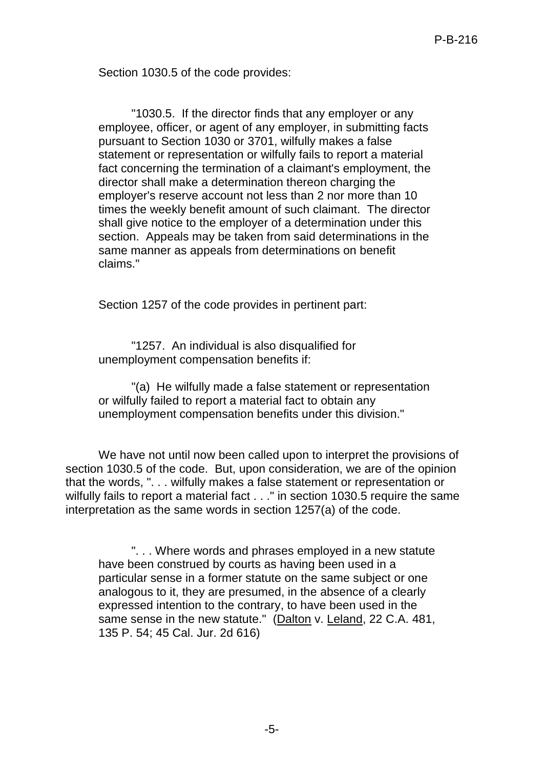Section 1030.5 of the code provides:

> "1030.5. If the director finds that any employer or any employee, officer, or agent of any employer, in submitting facts pursuant to Section 1030 or 3701, wilfully makes a false statement or representation or wilfully fails to report a material fact concerning the termination of a claimant's employment, the director shall make a determination thereon charging the employer's reserve account not less than 2 nor more than 10 times the weekly benefit amount of such claimant. The director shall give notice to the employer of a determination under this section. Appeals may be taken from said determinations in the same manner as appeals from determinations on benefit claims."

Section 1257 of the code provides in pertinent part:

> "1257. An individual is also disqualified for unemployment compensation benefits if:
>
> "(a) He wilfully made a false statement or representation or wilfully failed to report a material fact to obtain any unemployment compensation benefits under this division."

We have not until now been called upon to interpret the provisions of section 1030.5 of the code. But, upon consideration, we are of the opinion that the words, ". . . wilfully makes a false statement or representation or wilfully fails to report a material fact . . ." in section 1030.5 require the same interpretation as the same words in section 1257(a) of the code.

> ". . . Where words and phrases employed in a new statute have been construed by courts as having been used in a particular sense in a former statute on the same subject or one analogous to it, they are presumed, in the absence of a clearly expressed intention to the contrary, to have been used in the same sense in the new statute." (Dalton v. Leland, 22 C.A. 481, 135 P. 54; 45 Cal. Jur. 2d 616)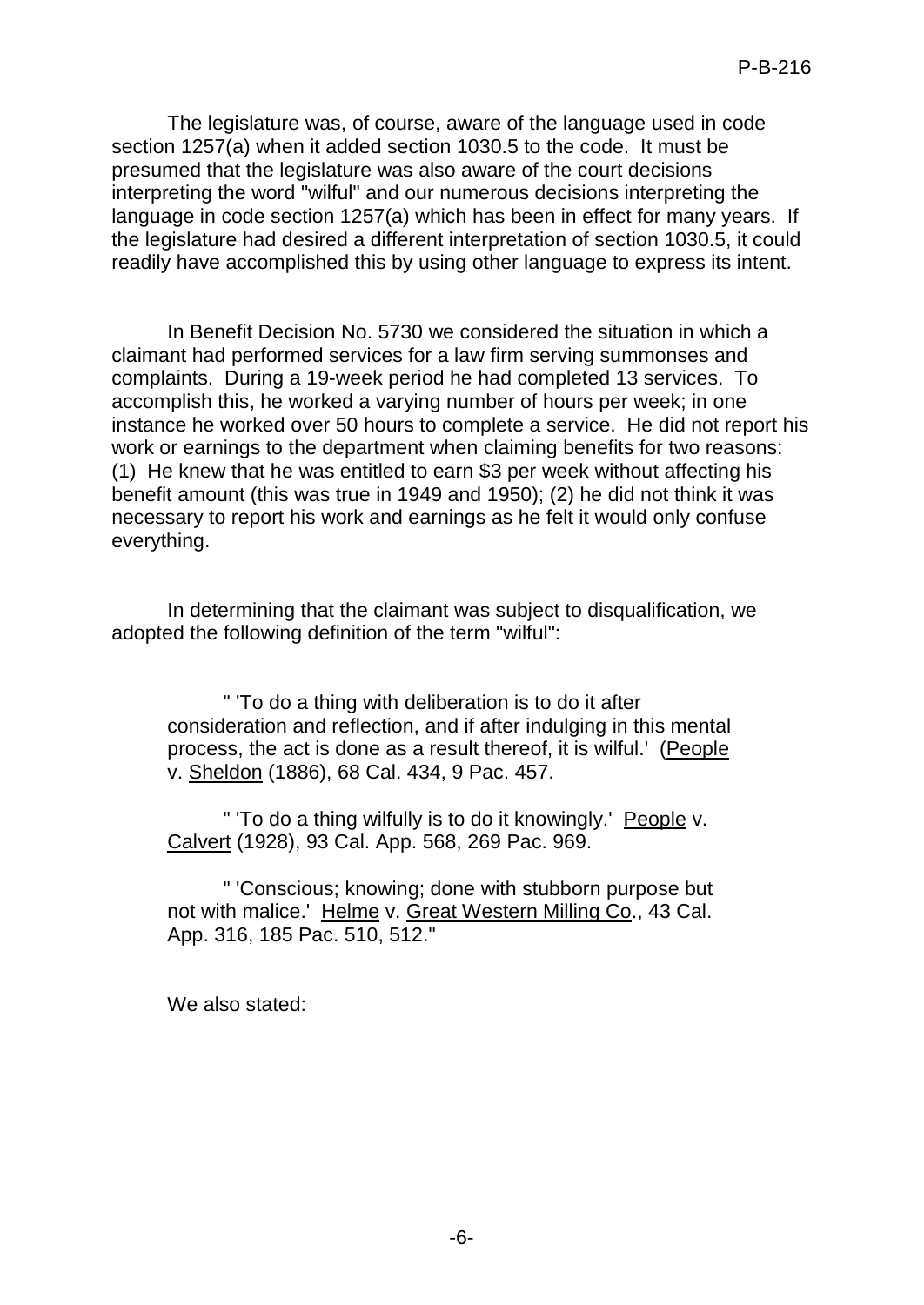The legislature was, of course, aware of the language used in code section 1257(a) when it added section 1030.5 to the code. It must be presumed that the legislature was also aware of the court decisions interpreting the word "wilful" and our numerous decisions interpreting the language in code section 1257(a) which has been in effect for many years. If the legislature had desired a different interpretation of section 1030.5, it could readily have accomplished this by using other language to express its intent.

In Benefit Decision No. 5730 we considered the situation in which a claimant had performed services for a law firm serving summonses and complaints. During a 19-week period he had completed 13 services. To accomplish this, he worked a varying number of hours per week; in one instance he worked over 50 hours to complete a service. He did not report his work or earnings to the department when claiming benefits for two reasons: (1) He knew that he was entitled to earn $3 per week without affecting his benefit amount (this was true in 1949 and 1950); (2) he did not think it was necessary to report his work and earnings as he felt it would only confuse everything.

In determining that the claimant was subject to disqualification, we adopted the following definition of the term "wilful":

> " 'To do a thing with deliberation is to do it after consideration and reflection, and if after indulging in this mental process, the act is done as a result thereof, it is wilful.' (People v. Sheldon (1886), 68 Cal. 434, 9 Pac. 457.
>
> " 'To do a thing wilfully is to do it knowingly.' People v. Calvert (1928), 93 Cal. App. 568, 269 Pac. 969.
>
> " 'Conscious; knowing; done with stubborn purpose but not with malice.' Helme v. Great Western Milling Co., 43 Cal. App. 316, 185 Pac. 510, 512."

We also stated: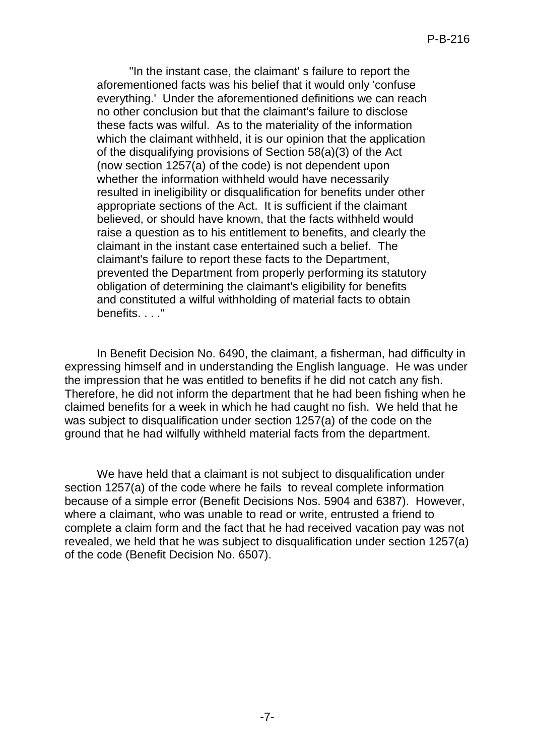> "In the instant case, the claimant' s failure to report the aforementioned facts was his belief that it would only 'confuse everything.' Under the aforementioned definitions we can reach no other conclusion but that the claimant's failure to disclose these facts was wilful. As to the materiality of the information which the claimant withheld, it is our opinion that the application of the disqualifying provisions of Section 58(a)(3) of the Act (now section 1257(a) of the code) is not dependent upon whether the information withheld would have necessarily resulted in ineligibility or disqualification for benefits under other appropriate sections of the Act. It is sufficient if the claimant believed, or should have known, that the facts withheld would raise a question as to his entitlement to benefits, and clearly the claimant in the instant case entertained such a belief. The claimant's failure to report these facts to the Department, prevented the Department from properly performing its statutory obligation of determining the claimant's eligibility for benefits and constituted a wilful withholding of material facts to obtain benefits. . . ."

In Benefit Decision No. 6490, the claimant, a fisherman, had difficulty in expressing himself and in understanding the English language. He was under the impression that he was entitled to benefits if he did not catch any fish. Therefore, he did not inform the department that he had been fishing when he claimed benefits for a week in which he had caught no fish. We held that he was subject to disqualification under section 1257(a) of the code on the ground that he had wilfully withheld material facts from the department.

We have held that a claimant is not subject to disqualification under section 1257(a) of the code where he fails to reveal complete information because of a simple error (Benefit Decisions Nos. 5904 and 6387). However, where a claimant, who was unable to read or write, entrusted a friend to complete a claim form and the fact that he had received vacation pay was not revealed, we held that he was subject to disqualification under section 1257(a) of the code (Benefit Decision No. 6507).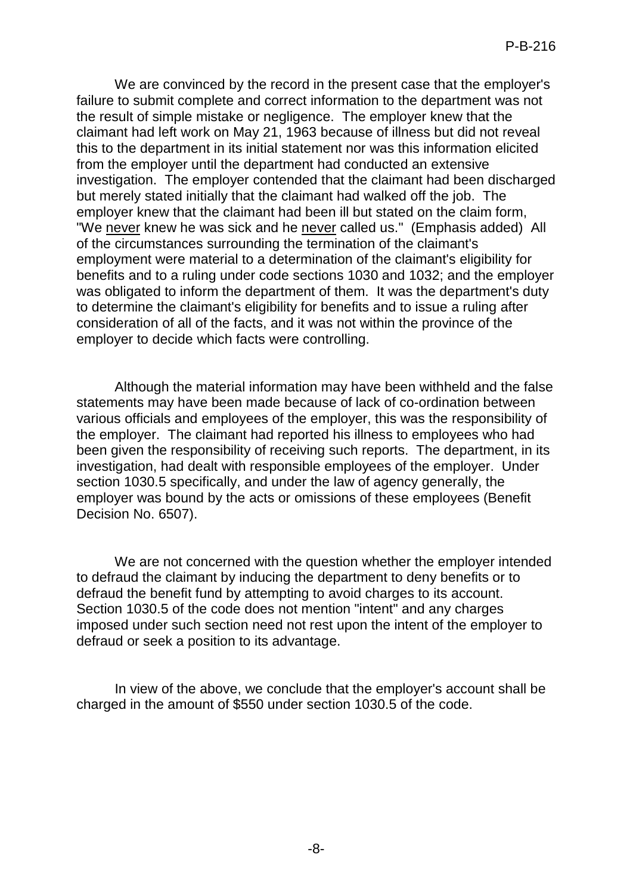We are convinced by the record in the present case that the employer's failure to submit complete and correct information to the department was not the result of simple mistake or negligence. The employer knew that the claimant had left work on May 21, 1963 because of illness but did not reveal this to the department in its initial statement nor was this information elicited from the employer until the department had conducted an extensive investigation. The employer contended that the claimant had been discharged but merely stated initially that the claimant had walked off the job. The employer knew that the claimant had been ill but stated on the claim form, "We <u>never</u> knew he was sick and he <u>never</u> called us." (Emphasis added) All of the circumstances surrounding the termination of the claimant's employment were material to a determination of the claimant's eligibility for benefits and to a ruling under code sections 1030 and 1032; and the employer was obligated to inform the department of them. It was the department's duty to determine the claimant's eligibility for benefits and to issue a ruling after consideration of all of the facts, and it was not within the province of the employer to decide which facts were controlling.

Although the material information may have been withheld and the false statements may have been made because of lack of co-ordination between various officials and employees of the employer, this was the responsibility of the employer. The claimant had reported his illness to employees who had been given the responsibility of receiving such reports. The department, in its investigation, had dealt with responsible employees of the employer. Under section 1030.5 specifically, and under the law of agency generally, the employer was bound by the acts or omissions of these employees (Benefit Decision No. 6507).

We are not concerned with the question whether the employer intended to defraud the claimant by inducing the department to deny benefits or to defraud the benefit fund by attempting to avoid charges to its account. Section 1030.5 of the code does not mention "intent" and any charges imposed under such section need not rest upon the intent of the employer to defraud or seek a position to its advantage.

In view of the above, we conclude that the employer's account shall be charged in the amount of $550 under section 1030.5 of the code.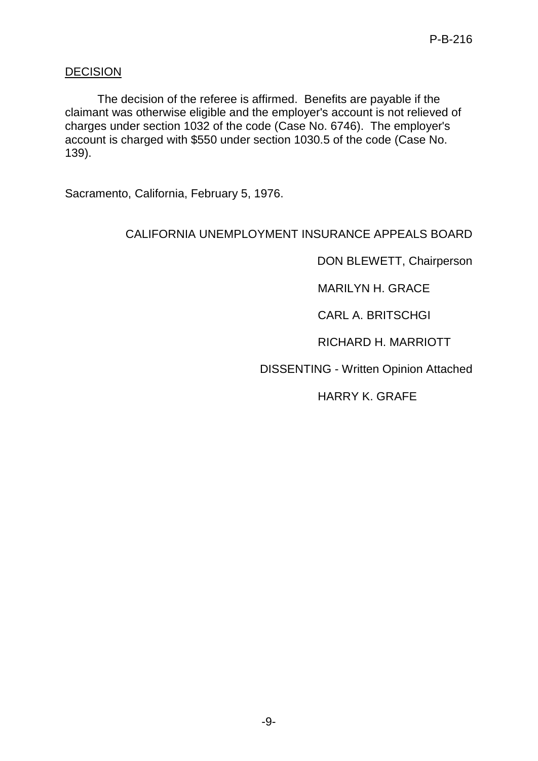## DECISION

The decision of the referee is affirmed. Benefits are payable if the claimant was otherwise eligible and the employer's account is not relieved of charges under section 1032 of the code (Case No. 6746). The employer's account is charged with $550 under section 1030.5 of the code (Case No. 139).

Sacramento, California, February 5, 1976.

CALIFORNIA UNEMPLOYMENT INSURANCE APPEALS BOARD

DON BLEWETT, Chairperson

MARILYN H. GRACE

CARL A. BRITSCHGI

RICHARD H. MARRIOTT

DISSENTING - Written Opinion Attached

HARRY K. GRAFE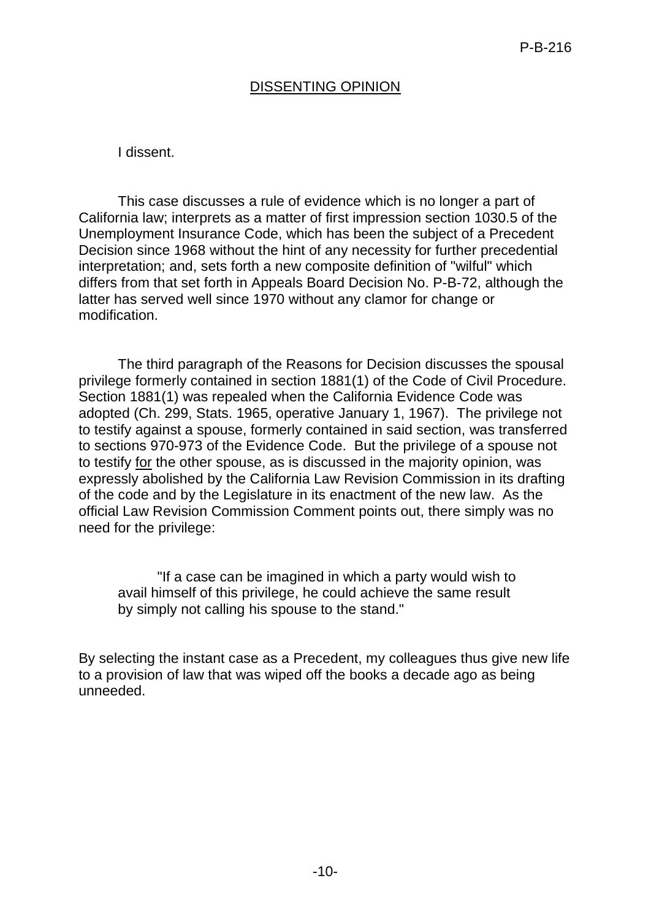## DISSENTING OPINION

I dissent.

This case discusses a rule of evidence which is no longer a part of California law; interprets as a matter of first impression section 1030.5 of the Unemployment Insurance Code, which has been the subject of a Precedent Decision since 1968 without the hint of any necessity for further precedential interpretation; and, sets forth a new composite definition of "wilful" which differs from that set forth in Appeals Board Decision No. P-B-72, although the latter has served well since 1970 without any clamor for change or modification.

The third paragraph of the Reasons for Decision discusses the spousal privilege formerly contained in section 1881(1) of the Code of Civil Procedure. Section 1881(1) was repealed when the California Evidence Code was adopted (Ch. 299, Stats. 1965, operative January 1, 1967). The privilege not to testify against a spouse, formerly contained in said section, was transferred to sections 970-973 of the Evidence Code. But the privilege of a spouse not to testify <u>for</u> the other spouse, as is discussed in the majority opinion, was expressly abolished by the California Law Revision Commission in its drafting of the code and by the Legislature in its enactment of the new law. As the official Law Revision Commission Comment points out, there simply was no need for the privilege:

> "If a case can be imagined in which a party would wish to avail himself of this privilege, he could achieve the same result by simply not calling his spouse to the stand."

By selecting the instant case as a Precedent, my colleagues thus give new life to a provision of law that was wiped off the books a decade ago as being unneeded.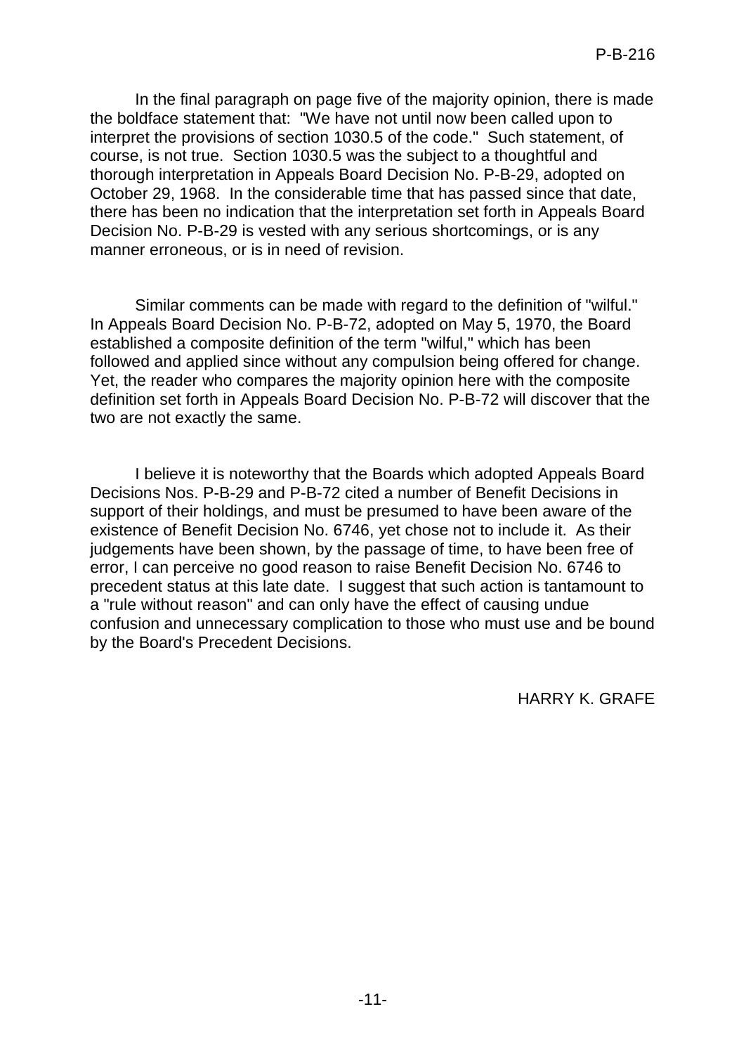In the final paragraph on page five of the majority opinion, there is made the boldface statement that: "We have not until now been called upon to interpret the provisions of section 1030.5 of the code." Such statement, of course, is not true. Section 1030.5 was the subject to a thoughtful and thorough interpretation in Appeals Board Decision No. P-B-29, adopted on October 29, 1968. In the considerable time that has passed since that date, there has been no indication that the interpretation set forth in Appeals Board Decision No. P-B-29 is vested with any serious shortcomings, or is any manner erroneous, or is in need of revision.

Similar comments can be made with regard to the definition of "wilful." In Appeals Board Decision No. P-B-72, adopted on May 5, 1970, the Board established a composite definition of the term "wilful," which has been followed and applied since without any compulsion being offered for change. Yet, the reader who compares the majority opinion here with the composite definition set forth in Appeals Board Decision No. P-B-72 will discover that the two are not exactly the same.

I believe it is noteworthy that the Boards which adopted Appeals Board Decisions Nos. P-B-29 and P-B-72 cited a number of Benefit Decisions in support of their holdings, and must be presumed to have been aware of the existence of Benefit Decision No. 6746, yet chose not to include it. As their judgements have been shown, by the passage of time, to have been free of error, I can perceive no good reason to raise Benefit Decision No. 6746 to precedent status at this late date. I suggest that such action is tantamount to a "rule without reason" and can only have the effect of causing undue confusion and unnecessary complication to those who must use and be bound by the Board's Precedent Decisions.

HARRY K. GRAFE